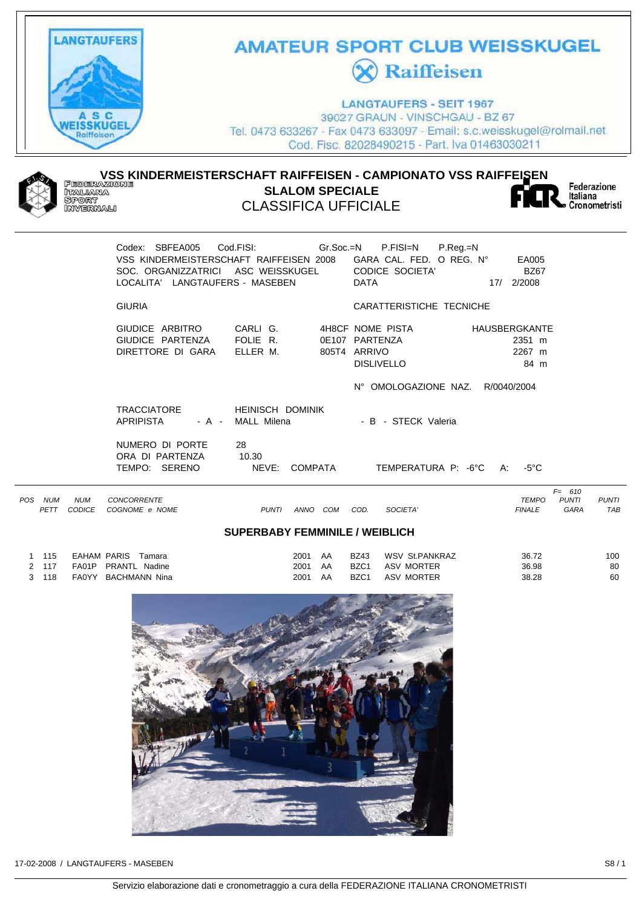# AMATEUR SPORT CLUB WEISSKUGEL

## Raiffeisen

LANGTAUFERS - SEIT 1967
39027 GRAUN - VINSCHGAU - BZ 67
Tel. 0473 633267 - Fax 0473 633097 - Email: s.c.weisskugel@rolmail.net
Cod. Fisc. 82028490215 - Part. Iva 01463030211

FEDERAZIONE ITALIANA SPORT INVERNALI

## VSS KINDERMEISTERSCHAFT RAIFFEISEN - CAMPIONATO VSS RAIFFEISEN

### SLALOM SPECIALE

### CLASSIFICA UFFICIALE

Federazione Italiana Cronometristi

Codex: SBFEA005 Cod.FISI: Gr.Soc.=N P.FISI=N P.Reg.=N
VSS KINDERMEISTERSCHAFT RAIFFEISEN 2008 — GARA CAL. FED. O REG. N° EA005
SOC. ORGANIZZATRICI ASC WEISSKUGEL — CODICE SOCIETA' BZ67
LOCALITA' LANGTAUFERS - MASEBEN — DATA 17/ 2/2008

GIURIA

| | | | |
|---|---|---|---|
| GIUDICE ARBITRO | CARLI G. | 4H8CF | |
| GIUDICE PARTENZA | FOLIE R. | 0E107 | |
| DIRETTORE DI GARA | ELLER M. | 805T4 | |

CARATTERISTICHE TECNICHE

| | |
|---|---|
| NOME PISTA | HAUSBERGKANTE |
| PARTENZA | 2351 m |
| ARRIVO | 2267 m |
| DISLIVELLO | 84 m |
| N° OMOLOGAZIONE NAZ. | R/0040/2004 |

TRACCIATORE: HEINISCH DOMINIK
APRIPISTA - A - MALL Milena - B - STECK Valeria

NUMERO DI PORTE: 28
ORA DI PARTENZA: 10.30
TEMPO: SERENO NEVE: COMPATA TEMPERATURA P: -6°C A: -5°C

F= 610

### SUPERBABY FEMMINILE / WEIBLICH

| POS | NUM PETT | NUM CODICE | CONCORRENTE COGNOME e NOME | PUNTI | ANNO | COM | COD. | SOCIETA' | TEMPO FINALE | PUNTI GARA | PUNTI TAB |
|---|---|---|---|---|---|---|---|---|---|---|---|
| 1 | 115 | EAHAM | PARIS Tamara | | 2001 | AA | BZ43 | WSV St.PANKRAZ | 36.72 | | 100 |
| 2 | 117 | FA01P | PRANTL Nadine | | 2001 | AA | BZC1 | ASV MORTER | 36.98 | | 80 |
| 3 | 118 | FA0YY | BACHMANN Nina | | 2001 | AA | BZC1 | ASV MORTER | 38.28 | | 60 |

17-02-2008 / LANGTAUFERS - MASEBEN

Servizio elaborazione dati e cronometraggio a cura della FEDERAZIONE ITALIANA CRONOMETRISTI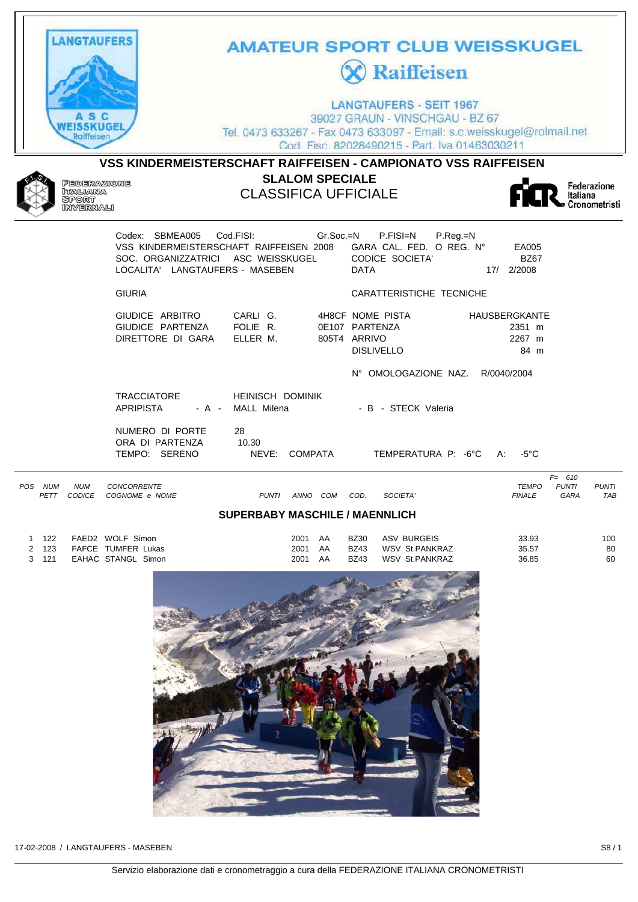**AMATEUR SPORT CLUB WEISSKUGEL**

**Raiffeisen**

LANGTAUFERS - SEIT 1967

39027 GRAUN - VINSCHGAU - BZ 67

Tel. 0473 633267 - Fax 0473 633097 - Email: s.c.weisskugel@rolmail.net

Cod. Fisc. 82028490215 - Part. Iva 01463030211

## VSS KINDERMEISTERSCHAFT RAIFFEISEN - CAMPIONATO VSS RAIFFEISEN

### SLALOM SPECIALE

### CLASSIFICA UFFICIALE

FEDERAZIONE ITALIANA SPORT INVERNALI — Federazione Italiana Cronometristi

Codex: SBMEA005 Cod.FISI: Gr.Soc.=N P.FISI=N P.Reg.=N

VSS KINDERMEISTERSCHAFT RAIFFEISEN 2008 — GARA CAL. FED. O REG. N° EA005

SOC. ORGANIZZATRICI ASC WEISSKUGEL — CODICE SOCIETA' BZ67

LOCALITA' LANGTAUFERS - MASEBEN — DATA 17/ 2/2008

**GIURIA**

| | | | |
|---|---|---|---|
| GIUDICE ARBITRO | CARLI G. | 4H8CF | |
| GIUDICE PARTENZA | FOLIE R. | 0E107 | |
| DIRETTORE DI GARA | ELLER M. | 805T4 | |

**CARATTERISTICHE TECNICHE**

| | |
|---|---|
| NOME PISTA | HAUSBERGKANTE |
| PARTENZA | 2351 m |
| ARRIVO | 2267 m |
| DISLIVELLO | 84 m |
| N° OMOLOGAZIONE NAZ. | R/0040/2004 |

TRACCIATORE: HEINISCH DOMINIK

APRIPISTA - A - MALL Milena — - B - STECK Valeria

NUMERO DI PORTE: 28

ORA DI PARTENZA: 10.30

TEMPO: SERENO — NEVE: COMPATA — TEMPERATURA P: -6°C A: -5°C

F= 610

### SUPERBABY MASCHILE / MAENNLICH

| POS | NUM PETT | NUM CODICE | CONCORRENTE COGNOME e NOME | PUNTI | ANNO | COM | COD. | SOCIETA' | TEMPO FINALE | PUNTI GARA | PUNTI TAB |
|---|---|---|---|---|---|---|---|---|---|---|---|
| 1 | 122 | FAED2 | WOLF Simon | | 2001 | AA | BZ30 | ASV BURGEIS | 33.93 | | 100 |
| 2 | 123 | FAFCE | TUMFER Lukas | | 2001 | AA | BZ43 | WSV St.PANKRAZ | 35.57 | | 80 |
| 3 | 121 | EAHAC | STANGL Simon | | 2001 | AA | BZ43 | WSV St.PANKRAZ | 36.85 | | 60 |

17-02-2008 / LANGTAUFERS - MASEBEN — S8 / 1

Servizio elaborazione dati e cronometraggio a cura della FEDERAZIONE ITALIANA CRONOMETRISTI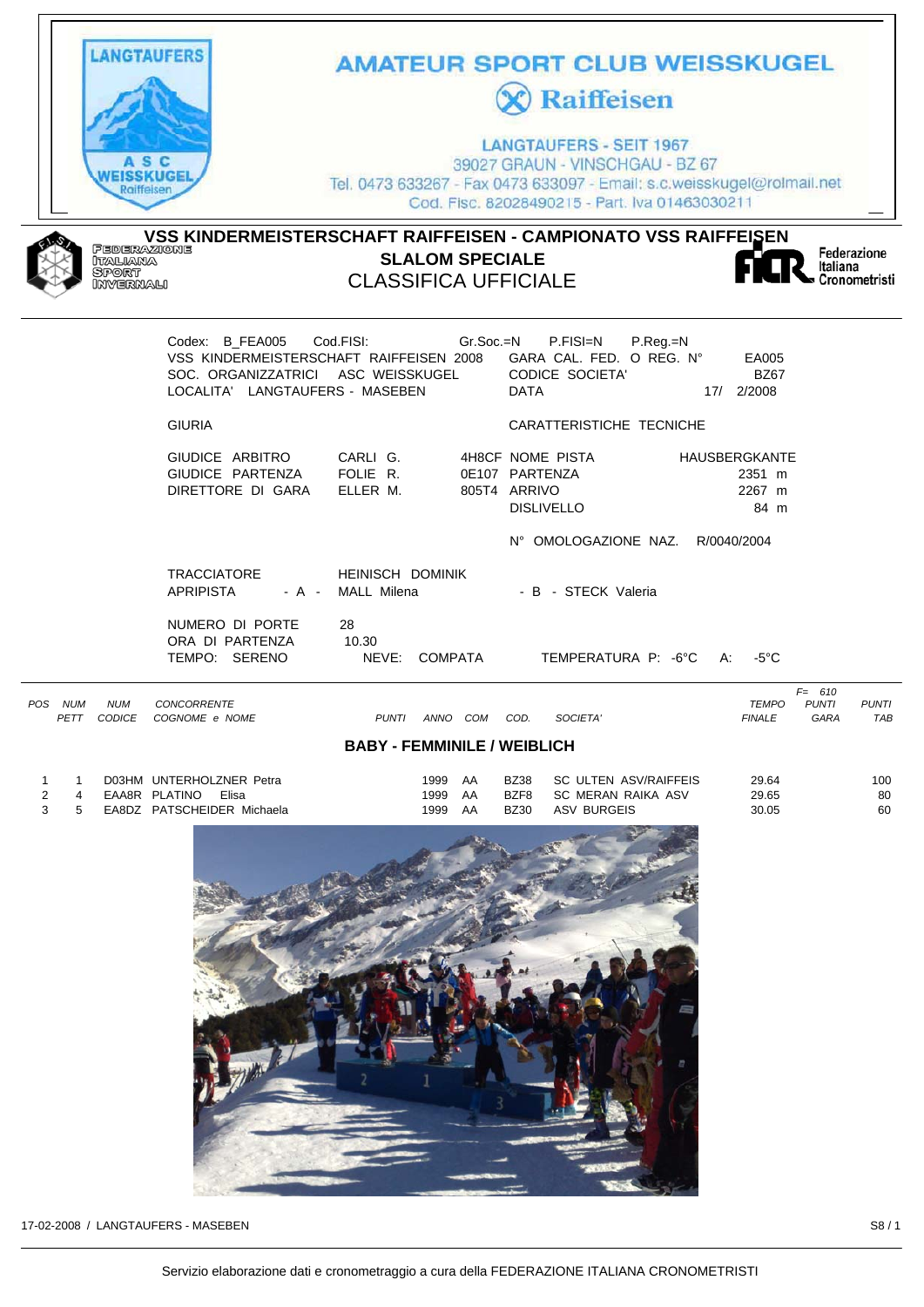**AMATEUR SPORT CLUB WEISSKUGEL**
**Raiffeisen**

LANGTAUFERS - SEIT 1967
39027 GRAUN - VINSCHGAU - BZ 67
Tel. 0473 633267 - Fax 0473 633097 - Email: s.c.weisskugel@rolmail.net
Cod. Fisc. 82028490215 - Part. Iva 01463030211

FEDERAZIONE ITALIANA SPORT INVERNALI

# VSS KINDERMEISTERSCHAFT RAIFFEISEN - CAMPIONATO VSS RAIFFEISEN

## SLALOM SPECIALE

## CLASSIFICA UFFICIALE

Federazione Italiana Cronometristi

Codex: B_FEA005 Cod.FISI: Gr.Soc.=N P.FISI=N P.Reg.=N
VSS KINDERMEISTERSCHAFT RAIFFEISEN 2008 GARA CAL. FED. O REG. N° EA005
SOC. ORGANIZZATRICI ASC WEISSKUGEL CODICE SOCIETA' BZ67
LOCALITA' LANGTAUFERS - MASEBEN DATA 17/ 2/2008

GIURIA

GIUDICE ARBITRO CARLI G. 4H8CF
GIUDICE PARTENZA FOLIE R. 0E107
DIRETTORE DI GARA ELLER M. 805T4

CARATTERISTICHE TECNICHE

NOME PISTA HAUSBERGKANTE
PARTENZA 2351 m
ARRIVO 2267 m
DISLIVELLO 84 m

N° OMOLOGAZIONE NAZ. R/0040/2004

TRACCIATORE HEINISCH DOMINIK
APRIPISTA - A - MALL Milena - B - STECK Valeria

NUMERO DI PORTE 28
ORA DI PARTENZA 10.30
TEMPO: SERENO NEVE: COMPATA TEMPERATURA P: -6°C A: -5°C

F= 610

| POS | NUM PETT | NUM CODICE | CONCORRENTE COGNOME e NOME | PUNTI | ANNO | COM | COD. | SOCIETA' | TEMPO FINALE | PUNTI GARA | PUNTI TAB |
|---|---|---|---|---|---|---|---|---|---|---|---|
| | | | **BABY - FEMMINILE / WEIBLICH** | | | | | | | | |
| 1 | 1 | D03HM | UNTERHOLZNER Petra | | 1999 | AA | BZ38 | SC ULTEN ASV/RAIFFEIS | 29.64 | | 100 |
| 2 | 4 | EAA8R | PLATINO Elisa | | 1999 | AA | BZF8 | SC MERAN RAIKA ASV | 29.65 | | 80 |
| 3 | 5 | EA8DZ | PATSCHEIDER Michaela | | 1999 | AA | BZ30 | ASV BURGEIS | 30.05 | | 60 |

17-02-2008 / LANGTAUFERS - MASEBEN

Servizio elaborazione dati e cronometraggio a cura della FEDERAZIONE ITALIANA CRONOMETRISTI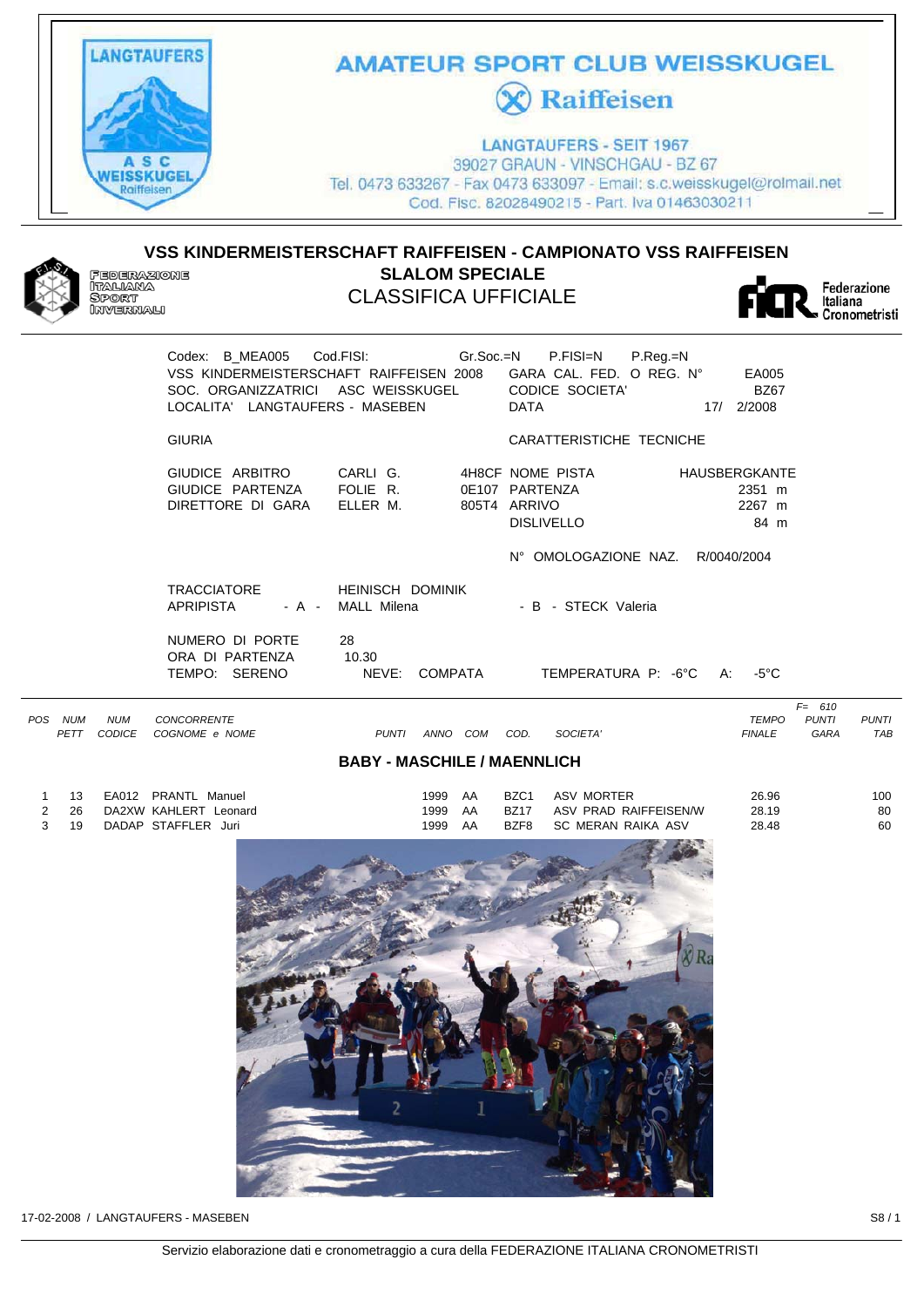**AMATEUR SPORT CLUB WEISSKUGEL**
**Raiffeisen**

LANGTAUFERS - SEIT 1967
39027 GRAUN - VINSCHGAU - BZ 67
Tel. 0473 633267 - Fax 0473 633097 - Email: s.c.weisskugel@rolmail.net
Cod. Fisc. 82028490215 - Part. Iva 01463030211

# VSS KINDERMEISTERSCHAFT RAIFFEISEN - CAMPIONATO VSS RAIFFEISEN

## SLALOM SPECIALE

## CLASSIFICA UFFICIALE

FEDERAZIONE ITALIANA SPORT INVERNALI — Federazione Italiana Cronometristi

Codex: B_MEA005 Cod.FISI: Gr.Soc.=N P.FISI=N P.Reg.=N
VSS KINDERMEISTERSCHAFT RAIFFEISEN 2008 — GARA CAL. FED. O REG. N° EA005
SOC. ORGANIZZATRICI ASC WEISSKUGEL — CODICE SOCIETA' BZ67
LOCALITA' LANGTAUFERS - MASEBEN — DATA 17/ 2/2008

| GIURIA | | | CARATTERISTICHE TECNICHE | |
|---|---|---|---|---|
| GIUDICE ARBITRO | CARLI G. | 4H8CF | NOME PISTA | HAUSBERGKANTE |
| GIUDICE PARTENZA | FOLIE R. | 0E107 | PARTENZA | 2351 m |
| DIRETTORE DI GARA | ELLER M. | 805T4 | ARRIVO | 2267 m |
| | | | DISLIVELLO | 84 m |
| | | | N° OMOLOGAZIONE NAZ. | R/0040/2004 |

TRACCIATORE: HEINISCH DOMINIK
APRIPISTA - A - MALL Milena — - B - STECK Valeria

NUMERO DI PORTE: 28
ORA DI PARTENZA: 10.30
TEMPO: SERENO — NEVE: COMPATA — TEMPERATURA P: -6°C A: -5°C

F= 610

| POS | NUM PETT | NUM CODICE | CONCORRENTE COGNOME e NOME | PUNTI | ANNO | COM | COD. | SOCIETA' | TEMPO FINALE | PUNTI GARA | PUNTI TAB |
|---|---|---|---|---|---|---|---|---|---|---|---|
| | | | **BABY - MASCHILE / MAENNLICH** | | | | | | | | |
| 1 | 13 | EA012 | PRANTL Manuel | | 1999 | AA | BZC1 | ASV MORTER | 26.96 | | 100 |
| 2 | 26 | DA2XW | KAHLERT Leonard | | 1999 | AA | BZ17 | ASV PRAD RAIFFEISEN/W | 28.19 | | 80 |
| 3 | 19 | DADAP | STAFFLER Juri | | 1999 | AA | BZF8 | SC MERAN RAIKA ASV | 28.48 | | 60 |

17-02-2008 / LANGTAUFERS - MASEBEN — S8 / 1

Servizio elaborazione dati e cronometraggio a cura della FEDERAZIONE ITALIANA CRONOMETRISTI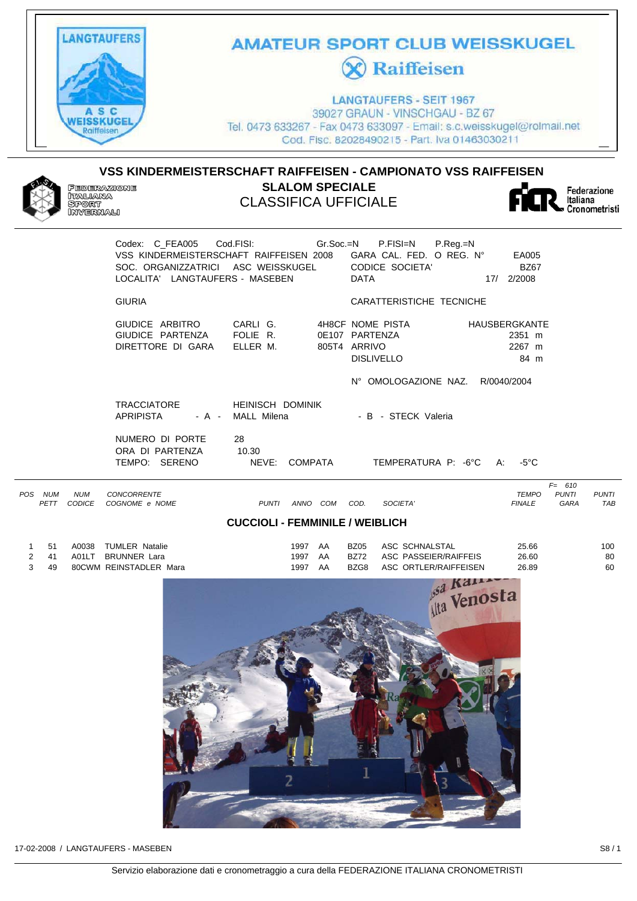# AMATEUR SPORT CLUB WEISSKUGEL

**Raiffeisen**

LANGTAUFERS - SEIT 1967
39027 GRAUN - VINSCHGAU - BZ 67
Tel. 0473 633267 - Fax 0473 633097 - Email: s.c.weisskugel@rolmail.net
Cod. Fisc. 82028490215 - Part. Iva 01463030211

FEDERAZIONE ITALIANA SPORT INVERNALI

## VSS KINDERMEISTERSCHAFT RAIFFEISEN - CAMPIONATO VSS RAIFFEISEN

### SLALOM SPECIALE

### CLASSIFICA UFFICIALE

Federazione Italiana Cronometristi

Codex: C_FEA005 Cod.FISI: Gr.Soc.=N P.FISI=N P.Reg.=N
VSS KINDERMEISTERSCHAFT RAIFFEISEN 2008 GARA CAL. FED. O REG. N° EA005
SOC. ORGANIZZATRICI ASC WEISSKUGEL CODICE SOCIETA' BZ67
LOCALITA' LANGTAUFERS - MASEBEN DATA 17/ 2/2008

GIURIA | CARATTERISTICHE TECNICHE

GIUDICE ARBITRO CARLI G. 4H8CF NOME PISTA HAUSBERGKANTE
GIUDICE PARTENZA FOLIE R. 0E107 PARTENZA 2351 m
DIRETTORE DI GARA ELLER M. 805T4 ARRIVO 2267 m
DISLIVELLO 84 m

N° OMOLOGAZIONE NAZ. R/0040/2004

TRACCIATORE HEINISCH DOMINIK
APRIPISTA - A - MALL Milena - B - STECK Valeria

NUMERO DI PORTE 28
ORA DI PARTENZA 10.30
TEMPO: SERENO NEVE: COMPATA TEMPERATURA P: -6°C A: -5°C

| POS | NUM PETT | NUM CODICE | CONCORRENTE COGNOME e NOME | PUNTI | ANNO | COM | COD. | SOCIETA' | TEMPO FINALE | F= 610 PUNTI GARA | PUNTI TAB |
|---|---|---|---|---|---|---|---|---|---|---|---|
| | | | **CUCCIOLI - FEMMINILE / WEIBLICH** | | | | | | | | |
| 1 | 51 | A0038 | TUMLER Natalie | | 1997 | AA | BZ05 | ASC SCHNALSTAL | 25.66 | | 100 |
| 2 | 41 | A01LT | BRUNNER Lara | | 1997 | AA | BZ72 | ASC PASSEIER/RAIFFEIS | 26.60 | | 80 |
| 3 | 49 | 80CWM | REINSTADLER Mara | | 1997 | AA | BZG8 | ASC ORTLER/RAIFFEISEN | 26.89 | | 60 |

17-02-2008 / LANGTAUFERS - MASEBEN S8 / 1

Servizio elaborazione dati e cronometraggio a cura della FEDERAZIONE ITALIANA CRONOMETRISTI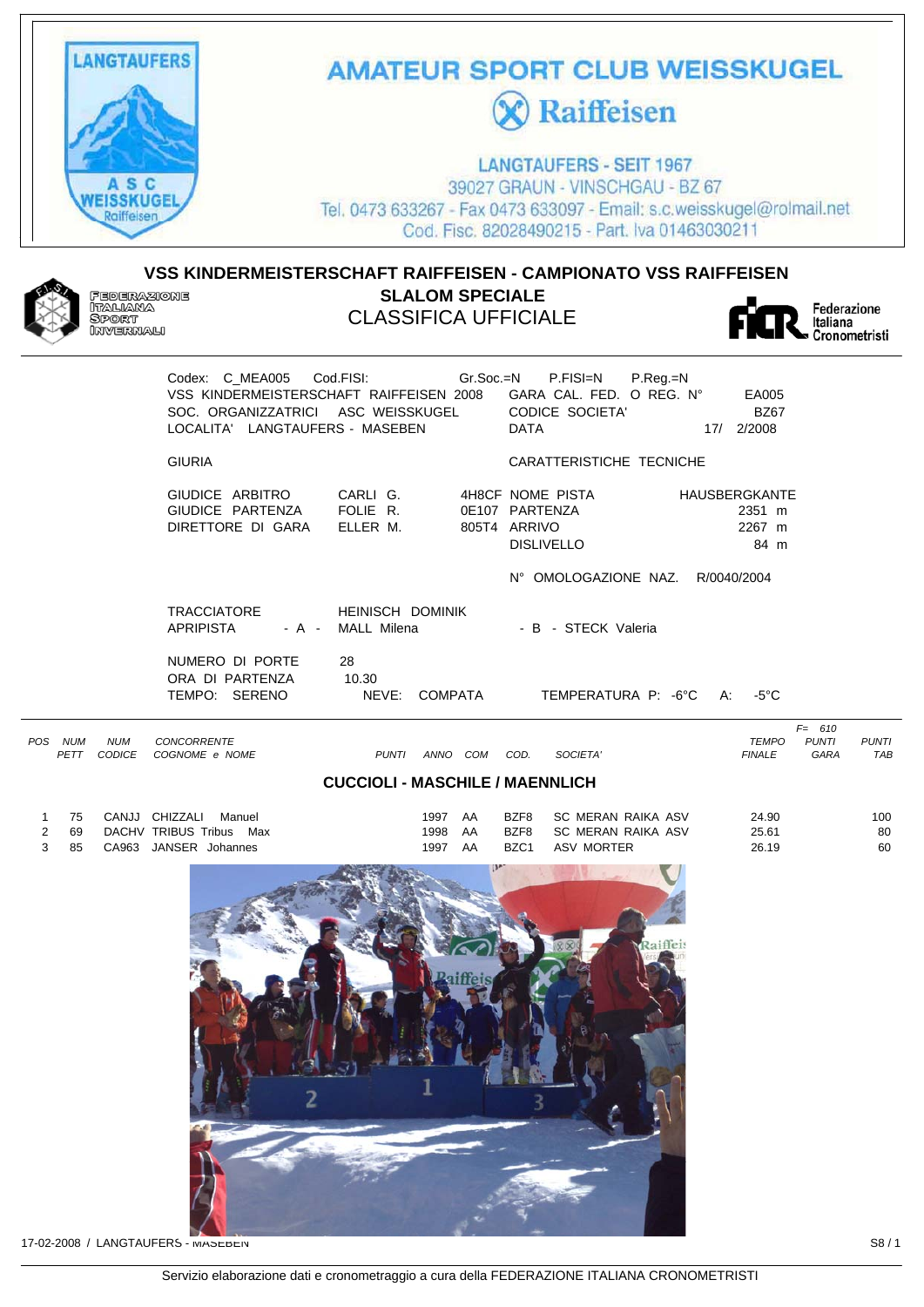# AMATEUR SPORT CLUB WEISSKUGEL

Raiffeisen

LANGTAUFERS - SEIT 1967

39027 GRAUN - VINSCHGAU - BZ 67

Tel. 0473 633267 - Fax 0473 633097 - Email: s.c.weisskugel@rolmail.net

Cod. Fisc. 82028490215 - Part. Iva 01463030211

## VSS KINDERMEISTERSCHAFT RAIFFEISEN - CAMPIONATO VSS RAIFFEISEN

### SLALOM SPECIALE

### CLASSIFICA UFFICIALE

FEDERAZIONE ITALIANA SPORT INVERNALI

Federazione Italiana Cronometristi

| | | | |
|---|---|---|---|
| Codex: C_MEA005 Cod.FISI: | Gr.Soc.=N P.FISI=N P.Reg.=N | | |
| VSS KINDERMEISTERSCHAFT RAIFFEISEN 2008 | GARA CAL. FED. O REG. N° | | EA005 |
| SOC. ORGANIZZATRICI ASC WEISSKUGEL | CODICE SOCIETA' | | BZ67 |
| LOCALITA' LANGTAUFERS - MASEBEN | DATA | | 17/ 2/2008 |

GIURIA

| | | | | |
|---|---|---|---|---|
| GIUDICE ARBITRO | CARLI G. | 4H8CF | NOME PISTA | HAUSBERGKANTE |
| GIUDICE PARTENZA | FOLIE R. | 0E107 | PARTENZA | 2351 m |
| DIRETTORE DI GARA | ELLER M. | 805T4 | ARRIVO | 2267 m |
| | | | DISLIVELLO | 84 m |

CARATTERISTICHE TECNICHE

N° OMOLOGAZIONE NAZ. R/0040/2004

TRACCIATORE HEINISCH DOMINIK

APRIPISTA - A - MALL Milena - B - STECK Valeria

NUMERO DI PORTE 28

ORA DI PARTENZA 10.30

TEMPO: SERENO NEVE: COMPATA TEMPERATURA P: -6°C A: -5°C

F= 610

### CUCCIOLI - MASCHILE / MAENNLICH

| POS | NUM PETT | NUM CODICE | CONCORRENTE COGNOME e NOME | PUNTI | ANNO | COM | COD. | SOCIETA' | TEMPO FINALE | PUNTI GARA | PUNTI TAB |
|---|---|---|---|---|---|---|---|---|---|---|---|
| 1 | 75 | CANJJ | CHIZZALI Manuel | | 1997 | AA | BZF8 | SC MERAN RAIKA ASV | 24.90 | | 100 |
| 2 | 69 | DACHV | TRIBUS Tribus Max | | 1998 | AA | BZF8 | SC MERAN RAIKA ASV | 25.61 | | 80 |
| 3 | 85 | CA963 | JANSER Johannes | | 1997 | AA | BZC1 | ASV MORTER | 26.19 | | 60 |

17-02-2008 / LANGTAUFERS - MASEBEN

Servizio elaborazione dati e cronometraggio a cura della FEDERAZIONE ITALIANA CRONOMETRISTI